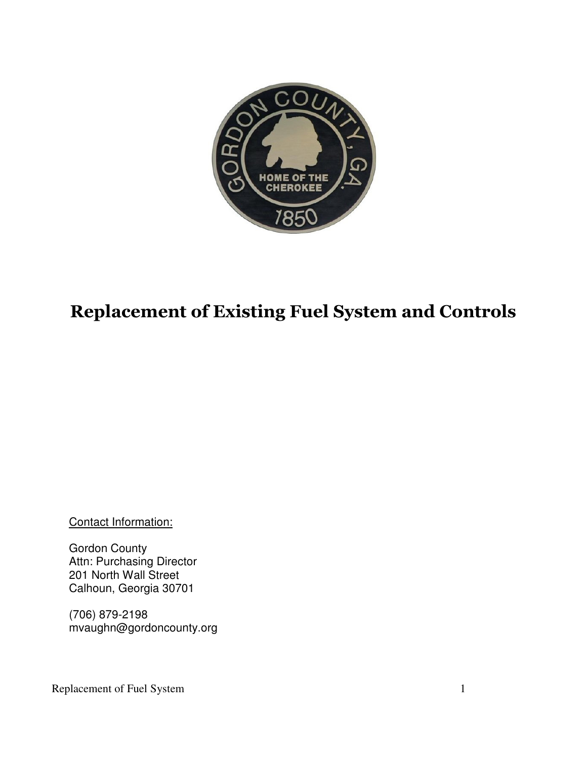# Replacement of Existing Fuel System and Controls

<u>Contact Information:</u>

Gordon County
Attn: Purchasing Director
201 North Wall Street
Calhoun, Georgia 30701

(706) 879-2198
mvaughn@gordoncounty.org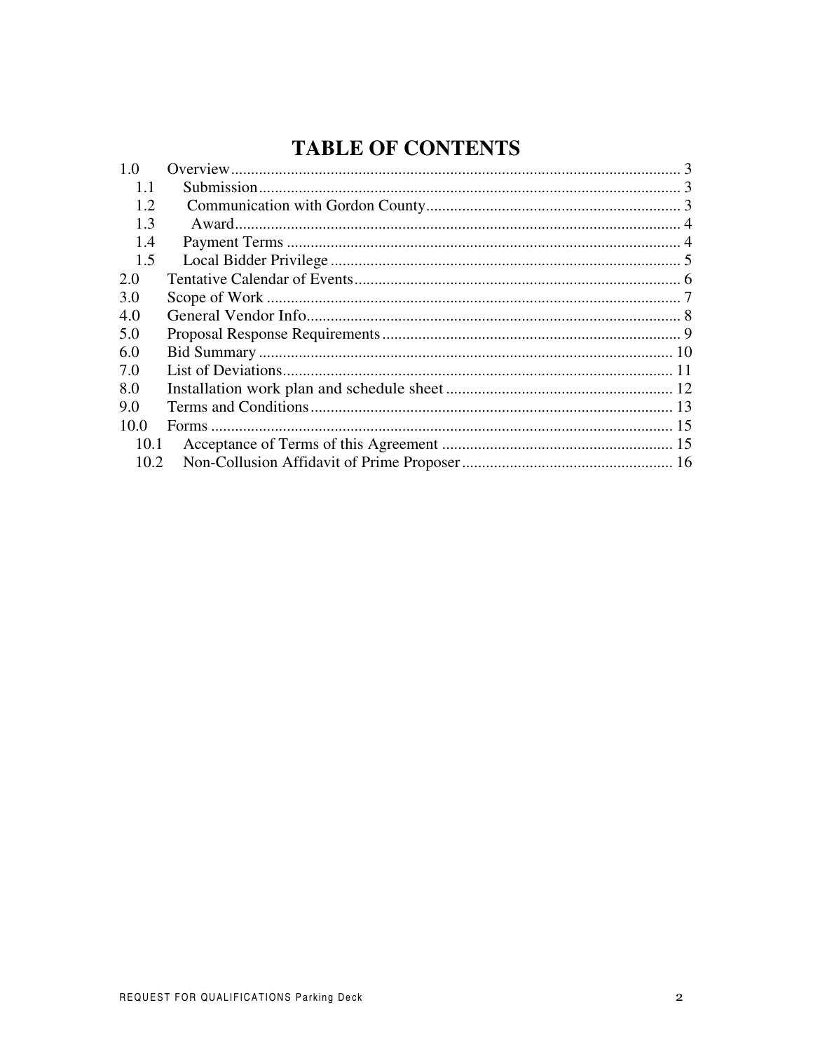# TABLE OF CONTENTS

1.0 Overview ..... 3
- 1.1 Submission ..... 3
- 1.2 Communication with Gordon County ..... 3
- 1.3 Award ..... 4
- 1.4 Payment Terms ..... 4
- 1.5 Local Bidder Privilege ..... 5

2.0 Tentative Calendar of Events ..... 6

3.0 Scope of Work ..... 7

4.0 General Vendor Info ..... 8

5.0 Proposal Response Requirements ..... 9

6.0 Bid Summary ..... 10

7.0 List of Deviations ..... 11

8.0 Installation work plan and schedule sheet ..... 12

9.0 Terms and Conditions ..... 13

10.0 Forms ..... 15
- 10.1 Acceptance of Terms of this Agreement ..... 15
- 10.2 Non-Collusion Affidavit of Prime Proposer ..... 16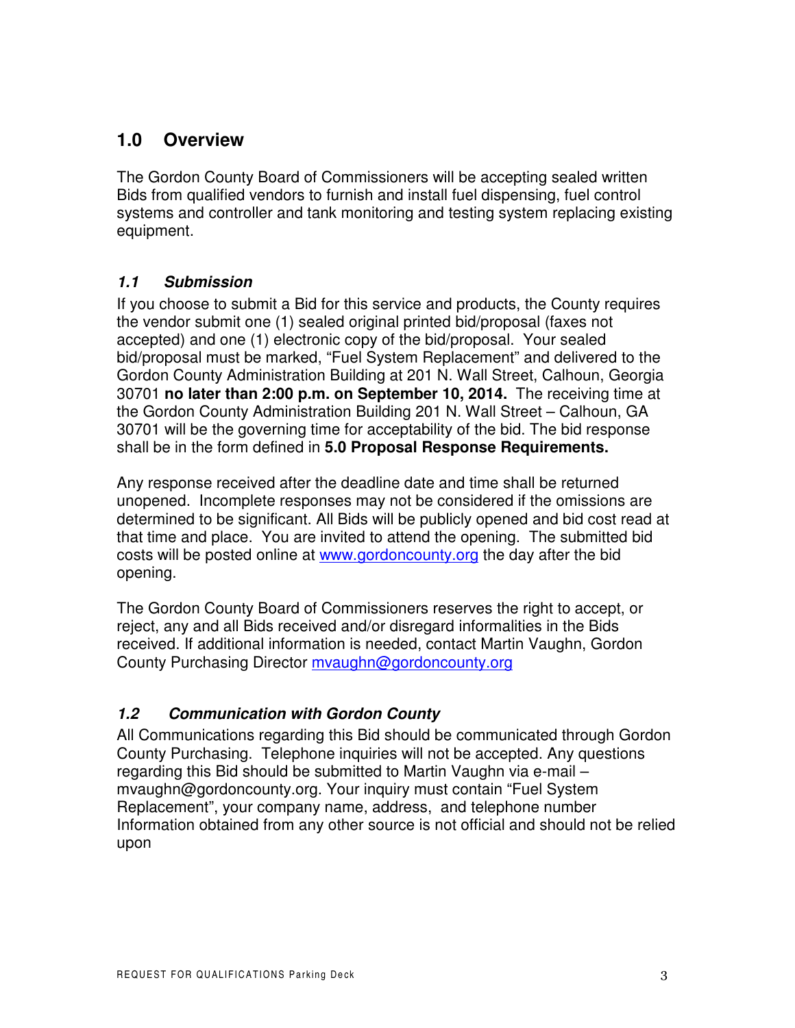## 1.0 Overview

The Gordon County Board of Commissioners will be accepting sealed written Bids from qualified vendors to furnish and install fuel dispensing, fuel control systems and controller and tank monitoring and testing system replacing existing equipment.

### *1.1 Submission*

If you choose to submit a Bid for this service and products, the County requires the vendor submit one (1) sealed original printed bid/proposal (faxes not accepted) and one (1) electronic copy of the bid/proposal. Your sealed bid/proposal must be marked, "Fuel System Replacement" and delivered to the Gordon County Administration Building at 201 N. Wall Street, Calhoun, Georgia 30701 **no later than 2:00 p.m. on September 10, 2014.** The receiving time at the Gordon County Administration Building 201 N. Wall Street – Calhoun, GA 30701 will be the governing time for acceptability of the bid. The bid response shall be in the form defined in **5.0 Proposal Response Requirements.**

Any response received after the deadline date and time shall be returned unopened. Incomplete responses may not be considered if the omissions are determined to be significant. All Bids will be publicly opened and bid cost read at that time and place. You are invited to attend the opening. The submitted bid costs will be posted online at www.gordoncounty.org the day after the bid opening.

The Gordon County Board of Commissioners reserves the right to accept, or reject, any and all Bids received and/or disregard informalities in the Bids received. If additional information is needed, contact Martin Vaughn, Gordon County Purchasing Director mvaughn@gordoncounty.org

### *1.2 Communication with Gordon County*

All Communications regarding this Bid should be communicated through Gordon County Purchasing. Telephone inquiries will not be accepted. Any questions regarding this Bid should be submitted to Martin Vaughn via e-mail – mvaughn@gordoncounty.org. Your inquiry must contain "Fuel System Replacement", your company name, address, and telephone number Information obtained from any other source is not official and should not be relied upon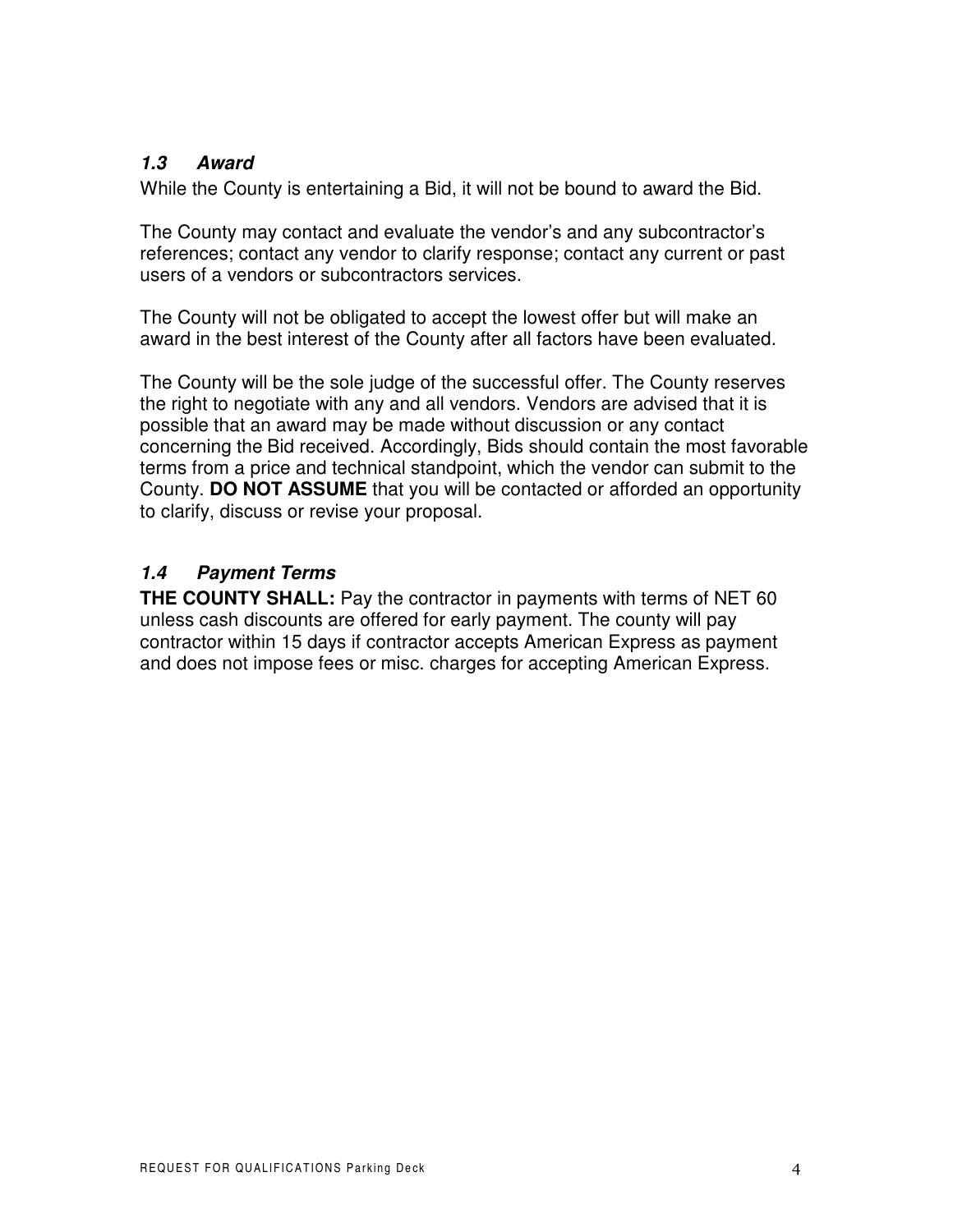### *1.3 Award*

While the County is entertaining a Bid, it will not be bound to award the Bid.

The County may contact and evaluate the vendor's and any subcontractor's references; contact any vendor to clarify response; contact any current or past users of a vendors or subcontractors services.

The County will not be obligated to accept the lowest offer but will make an award in the best interest of the County after all factors have been evaluated.

The County will be the sole judge of the successful offer. The County reserves the right to negotiate with any and all vendors. Vendors are advised that it is possible that an award may be made without discussion or any contact concerning the Bid received. Accordingly, Bids should contain the most favorable terms from a price and technical standpoint, which the vendor can submit to the County. **DO NOT ASSUME** that you will be contacted or afforded an opportunity to clarify, discuss or revise your proposal.

### *1.4 Payment Terms*

**THE COUNTY SHALL:** Pay the contractor in payments with terms of NET 60 unless cash discounts are offered for early payment. The county will pay contractor within 15 days if contractor accepts American Express as payment and does not impose fees or misc. charges for accepting American Express.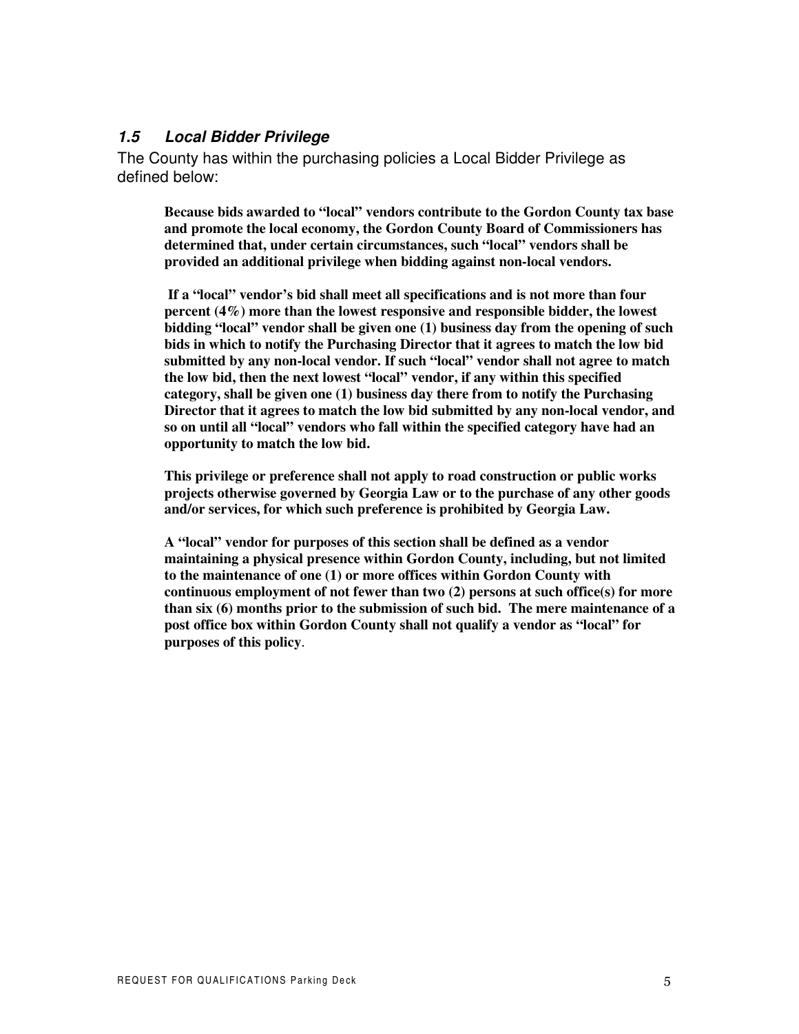### *1.5 Local Bidder Privilege*

The County has within the purchasing policies a Local Bidder Privilege as defined below:

> **Because bids awarded to "local" vendors contribute to the Gordon County tax base and promote the local economy, the Gordon County Board of Commissioners has determined that, under certain circumstances, such "local" vendors shall be provided an additional privilege when bidding against non-local vendors.**
>
> **If a "local" vendor's bid shall meet all specifications and is not more than four percent (4%) more than the lowest responsive and responsible bidder, the lowest bidding "local" vendor shall be given one (1) business day from the opening of such bids in which to notify the Purchasing Director that it agrees to match the low bid submitted by any non-local vendor. If such "local" vendor shall not agree to match the low bid, then the next lowest "local" vendor, if any within this specified category, shall be given one (1) business day there from to notify the Purchasing Director that it agrees to match the low bid submitted by any non-local vendor, and so on until all "local" vendors who fall within the specified category have had an opportunity to match the low bid.**
>
> **This privilege or preference shall not apply to road construction or public works projects otherwise governed by Georgia Law or to the purchase of any other goods and/or services, for which such preference is prohibited by Georgia Law.**
>
> **A "local" vendor for purposes of this section shall be defined as a vendor maintaining a physical presence within Gordon County, including, but not limited to the maintenance of one (1) or more offices within Gordon County with continuous employment of not fewer than two (2) persons at such office(s) for more than six (6) months prior to the submission of such bid. The mere maintenance of a post office box within Gordon County shall not qualify a vendor as "local" for purposes of this policy**.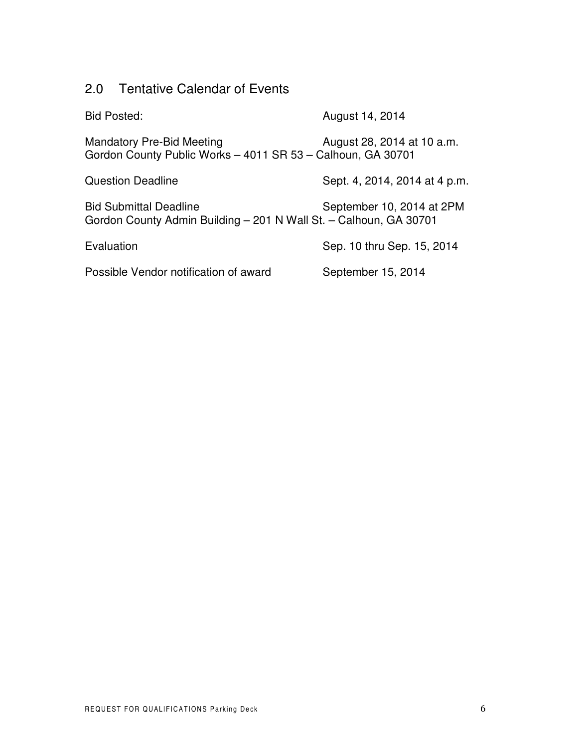## 2.0 Tentative Calendar of Events

Bid Posted: August 14, 2014

Mandatory Pre-Bid Meeting August 28, 2014 at 10 a.m.
Gordon County Public Works – 4011 SR 53 – Calhoun, GA 30701

Question Deadline Sept. 4, 2014, 2014 at 4 p.m.

Bid Submittal Deadline September 10, 2014 at 2PM
Gordon County Admin Building – 201 N Wall St. – Calhoun, GA 30701

Evaluation Sep. 10 thru Sep. 15, 2014

Possible Vendor notification of award September 15, 2014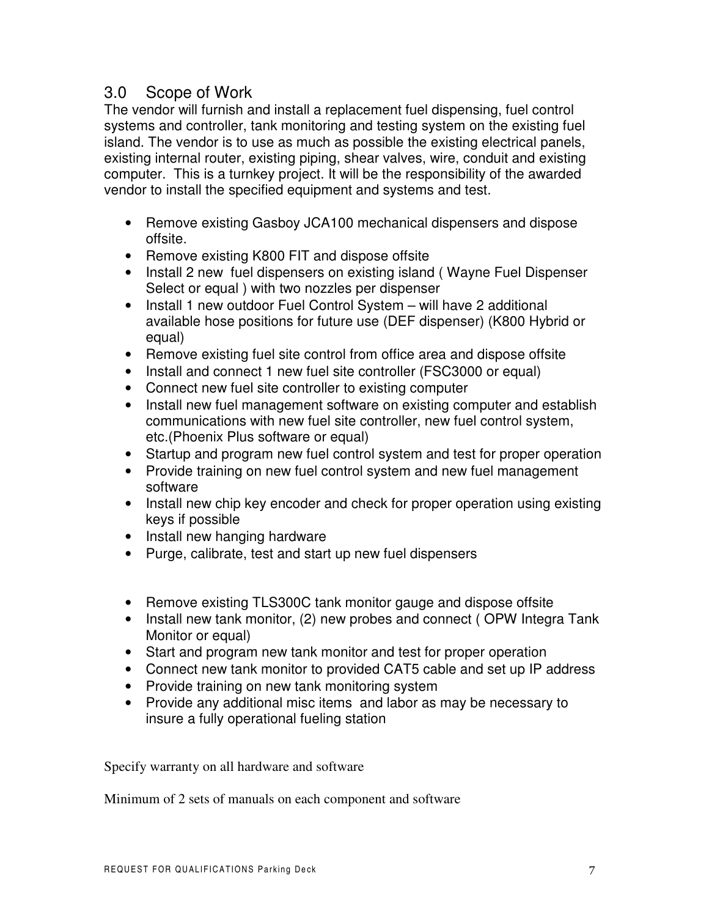## 3.0 Scope of Work

The vendor will furnish and install a replacement fuel dispensing, fuel control systems and controller, tank monitoring and testing system on the existing fuel island. The vendor is to use as much as possible the existing electrical panels, existing internal router, existing piping, shear valves, wire, conduit and existing computer. This is a turnkey project. It will be the responsibility of the awarded vendor to install the specified equipment and systems and test.

- Remove existing Gasboy JCA100 mechanical dispensers and dispose offsite.
- Remove existing K800 FIT and dispose offsite
- Install 2 new fuel dispensers on existing island ( Wayne Fuel Dispenser Select or equal ) with two nozzles per dispenser
- Install 1 new outdoor Fuel Control System – will have 2 additional available hose positions for future use (DEF dispenser) (K800 Hybrid or equal)
- Remove existing fuel site control from office area and dispose offsite
- Install and connect 1 new fuel site controller (FSC3000 or equal)
- Connect new fuel site controller to existing computer
- Install new fuel management software on existing computer and establish communications with new fuel site controller, new fuel control system, etc.(Phoenix Plus software or equal)
- Startup and program new fuel control system and test for proper operation
- Provide training on new fuel control system and new fuel management software
- Install new chip key encoder and check for proper operation using existing keys if possible
- Install new hanging hardware
- Purge, calibrate, test and start up new fuel dispensers

- Remove existing TLS300C tank monitor gauge and dispose offsite
- Install new tank monitor, (2) new probes and connect ( OPW Integra Tank Monitor or equal)
- Start and program new tank monitor and test for proper operation
- Connect new tank monitor to provided CAT5 cable and set up IP address
- Provide training on new tank monitoring system
- Provide any additional misc items and labor as may be necessary to insure a fully operational fueling station

Specify warranty on all hardware and software

Minimum of 2 sets of manuals on each component and software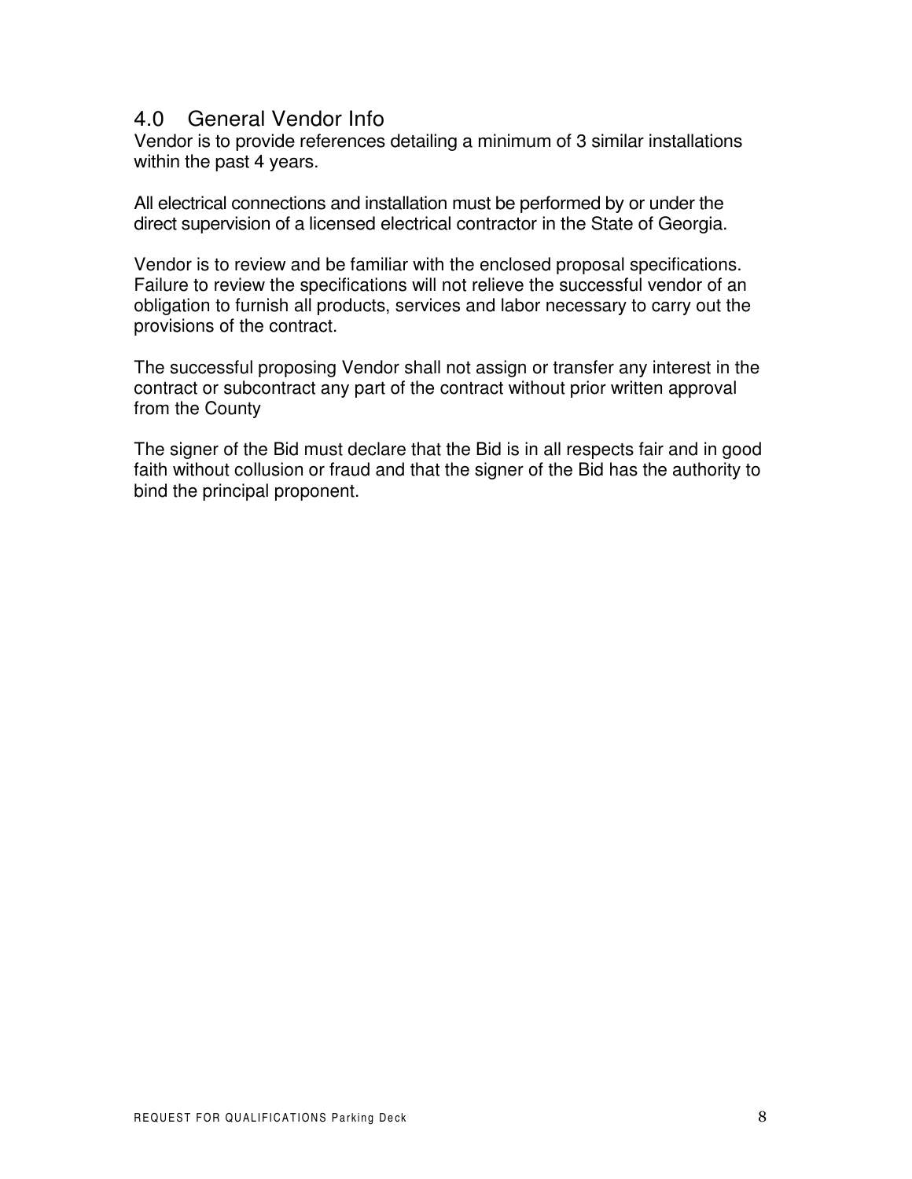## 4.0 General Vendor Info

Vendor is to provide references detailing a minimum of 3 similar installations within the past 4 years.

All electrical connections and installation must be performed by or under the direct supervision of a licensed electrical contractor in the State of Georgia.

Vendor is to review and be familiar with the enclosed proposal specifications. Failure to review the specifications will not relieve the successful vendor of an obligation to furnish all products, services and labor necessary to carry out the provisions of the contract.

The successful proposing Vendor shall not assign or transfer any interest in the contract or subcontract any part of the contract without prior written approval from the County

The signer of the Bid must declare that the Bid is in all respects fair and in good faith without collusion or fraud and that the signer of the Bid has the authority to bind the principal proponent.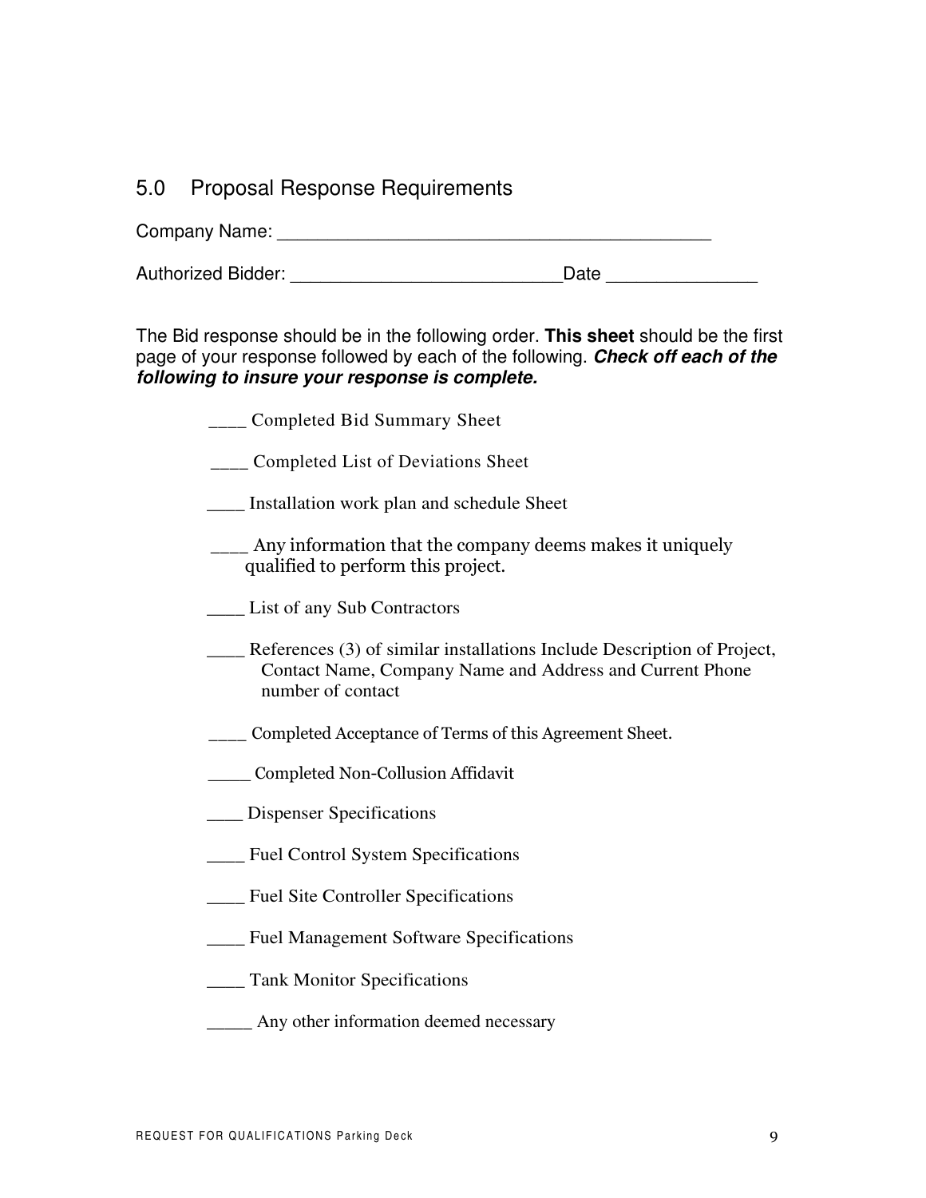## 5.0 Proposal Response Requirements

Company Name: _____________________________________________

Authorized Bidder: ___________________________Date _______________

The Bid response should be in the following order. **This sheet** should be the first page of your response followed by each of the following. ***Check off each of the following to insure your response is complete.***

____ Completed Bid Summary Sheet

____ Completed List of Deviations Sheet

____ Installation work plan and schedule Sheet

____ Any information that the company deems makes it uniquely qualified to perform this project.

____ List of any Sub Contractors

____ References (3) of similar installations Include Description of Project, Contact Name, Company Name and Address and Current Phone number of contact

____ Completed Acceptance of Terms of this Agreement Sheet.

_____ Completed Non-Collusion Affidavit

____ Dispenser Specifications

____ Fuel Control System Specifications

____ Fuel Site Controller Specifications

____ Fuel Management Software Specifications

____ Tank Monitor Specifications

_____ Any other information deemed necessary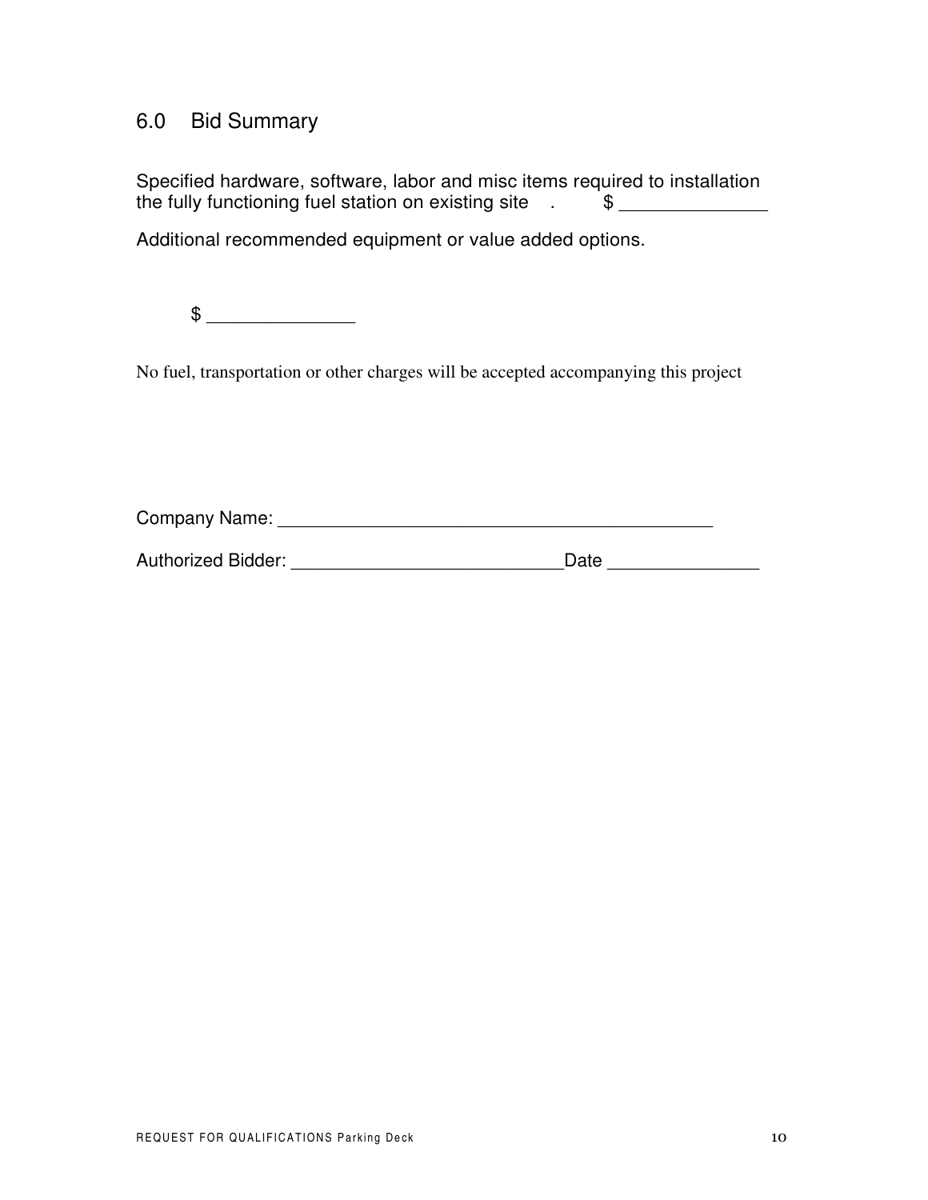## 6.0 Bid Summary

Specified hardware, software, labor and misc items required to installation the fully functioning fuel station on existing site . $ ______________

Additional recommended equipment or value added options.

$ ______________

No fuel, transportation or other charges will be accepted accompanying this project

Company Name: ____________________________________________

Authorized Bidder: __________________________Date ______________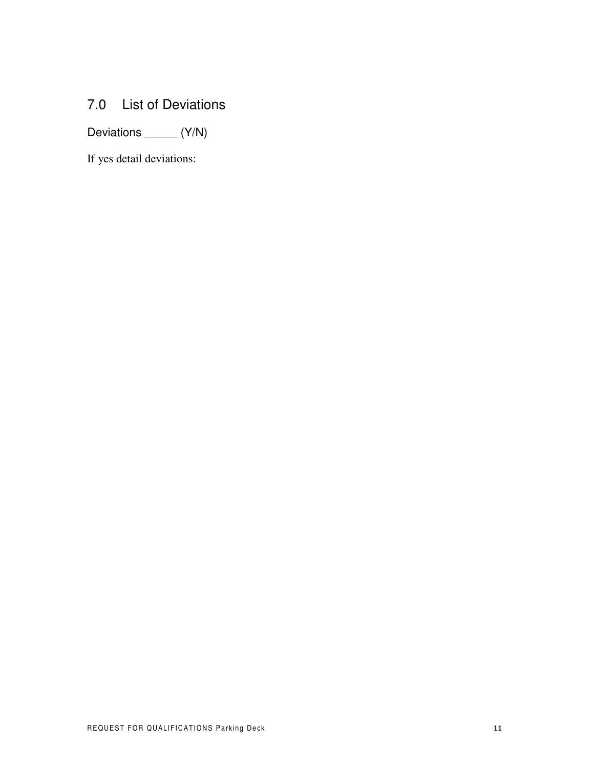## 7.0 List of Deviations

Deviations _____ (Y/N)

If yes detail deviations: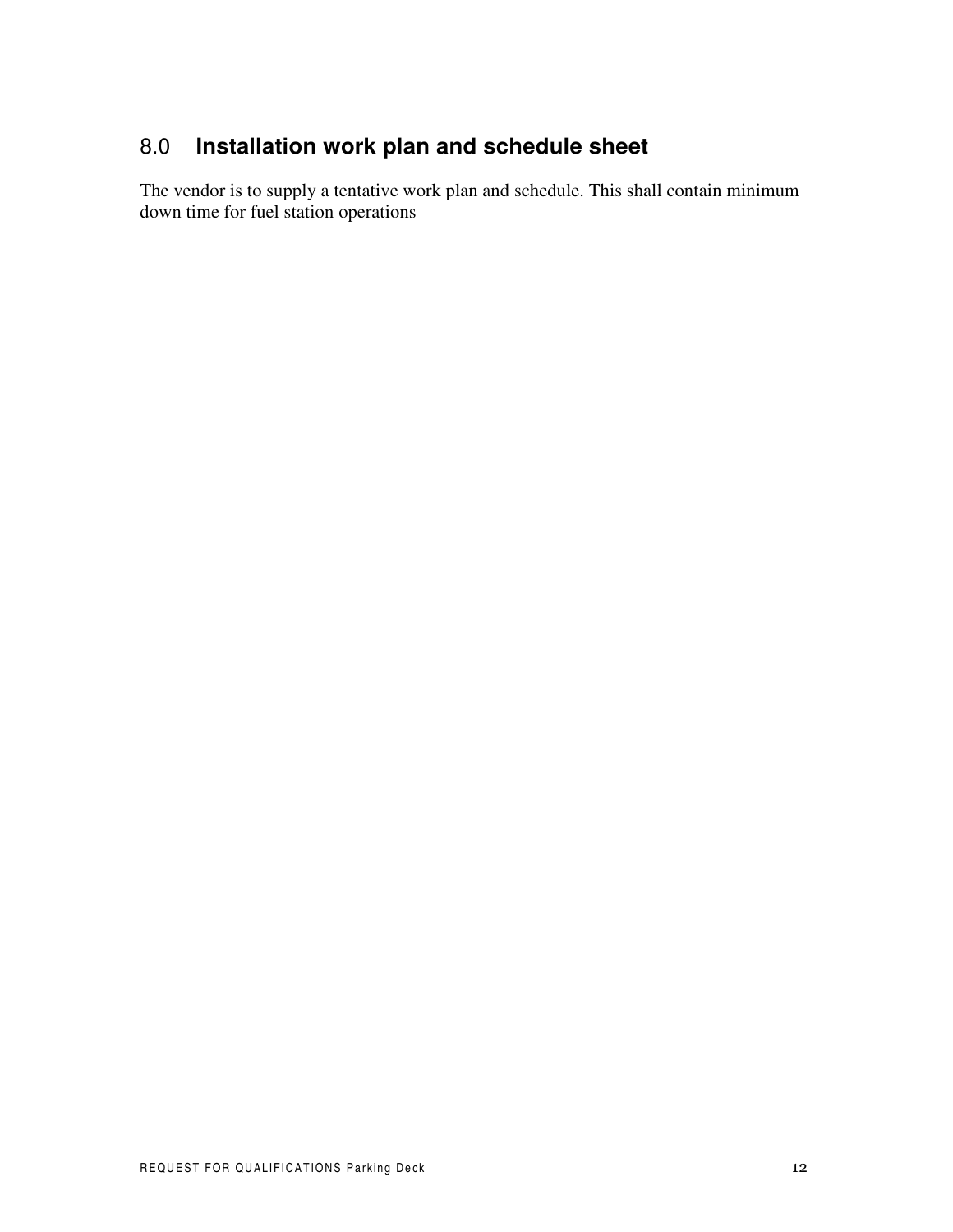## 8.0 Installation work plan and schedule sheet

The vendor is to supply a tentative work plan and schedule. This shall contain minimum down time for fuel station operations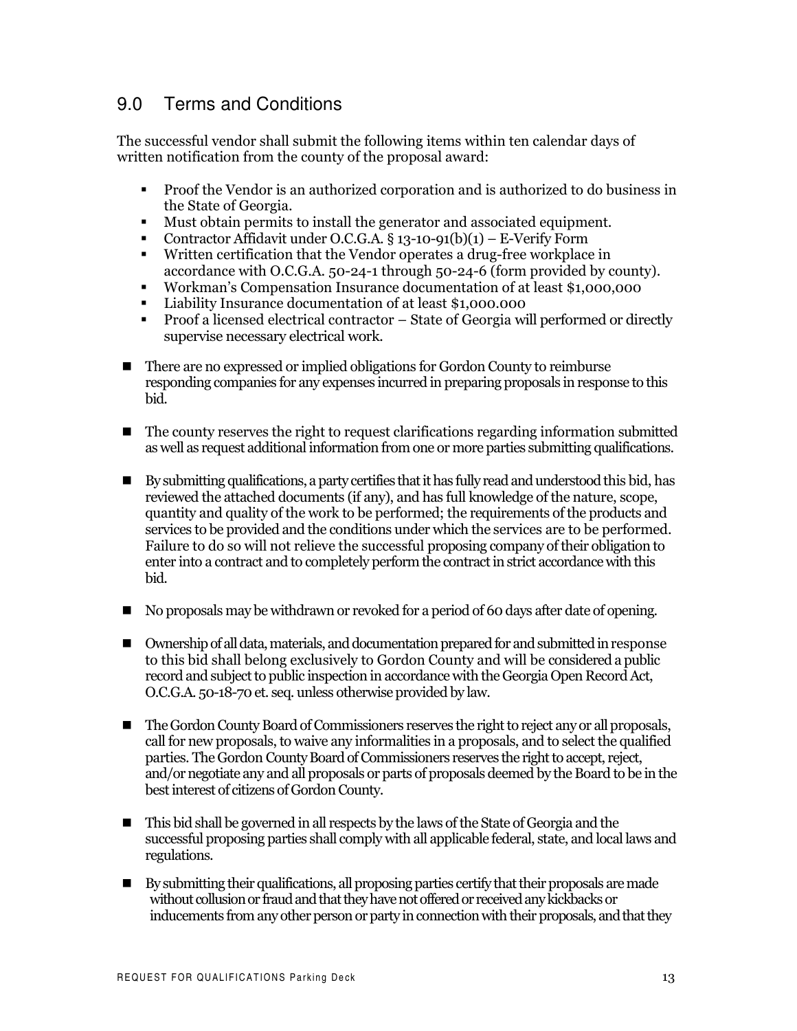## 9.0 Terms and Conditions

The successful vendor shall submit the following items within ten calendar days of written notification from the county of the proposal award:

- Proof the Vendor is an authorized corporation and is authorized to do business in the State of Georgia.
- Must obtain permits to install the generator and associated equipment.
- Contractor Affidavit under O.C.G.A. § 13-10-91(b)(1) – E-Verify Form
- Written certification that the Vendor operates a drug-free workplace in accordance with O.C.G.A. 50-24-1 through 50-24-6 (form provided by county).
- Workman's Compensation Insurance documentation of at least $1,000,000
- Liability Insurance documentation of at least $1,000.000
- Proof a licensed electrical contractor – State of Georgia will performed or directly supervise necessary electrical work.

- There are no expressed or implied obligations for Gordon County to reimburse responding companies for any expenses incurred in preparing proposals in response to this bid.

- The county reserves the right to request clarifications regarding information submitted as well as request additional information from one or more parties submitting qualifications.

- By submitting qualifications, a party certifies that it has fully read and understood this bid, has reviewed the attached documents (if any), and has full knowledge of the nature, scope, quantity and quality of the work to be performed; the requirements of the products and services to be provided and the conditions under which the services are to be performed. Failure to do so will not relieve the successful proposing company of their obligation to enter into a contract and to completely perform the contract in strict accordance with this bid.

- No proposals may be withdrawn or revoked for a period of 60 days after date of opening.

- Ownership of all data, materials, and documentation prepared for and submitted in response to this bid shall belong exclusively to Gordon County and will be considered a public record and subject to public inspection in accordance with the Georgia Open Record Act, O.C.G.A. 50-18-70 et. seq. unless otherwise provided by law.

- The Gordon County Board of Commissioners reserves the right to reject any or all proposals, call for new proposals, to waive any informalities in a proposals, and to select the qualified parties. The Gordon County Board of Commissioners reserves the right to accept, reject, and/or negotiate any and all proposals or parts of proposals deemed by the Board to be in the best interest of citizens of Gordon County.

- This bid shall be governed in all respects by the laws of the State of Georgia and the successful proposing parties shall comply with all applicable federal, state, and local laws and regulations.

- By submitting their qualifications, all proposing parties certify that their proposals are made without collusion or fraud and that they have not offered or received any kickbacks or inducements from any other person or party in connection with their proposals, and that they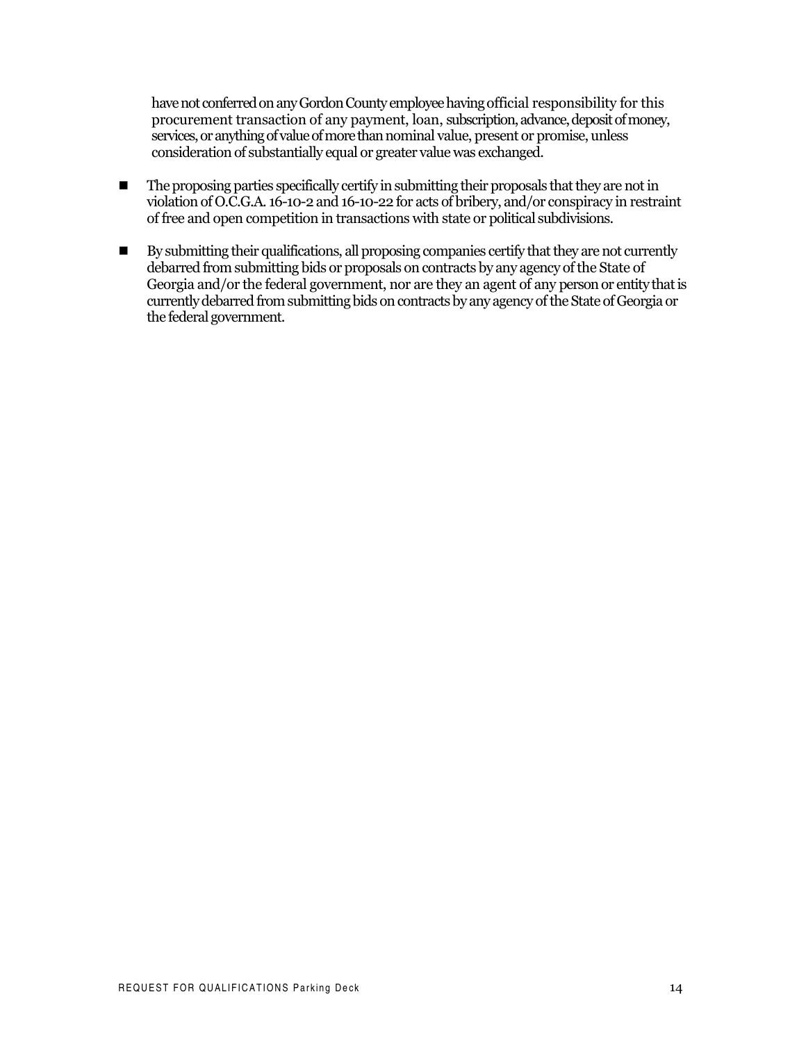have not conferred on any Gordon County employee having official responsibility for this procurement transaction of any payment, loan, subscription, advance, deposit of money, services, or anything of value of more than nominal value, present or promise, unless consideration of substantially equal or greater value was exchanged.

- The proposing parties specifically certify in submitting their proposals that they are not in violation of O.C.G.A. 16-10-2 and 16-10-22 for acts of bribery, and/or conspiracy in restraint of free and open competition in transactions with state or political subdivisions.
- By submitting their qualifications, all proposing companies certify that they are not currently debarred from submitting bids or proposals on contracts by any agency of the State of Georgia and/or the federal government, nor are they an agent of any person or entity that is currently debarred from submitting bids on contracts by any agency of the State of Georgia or the federal government.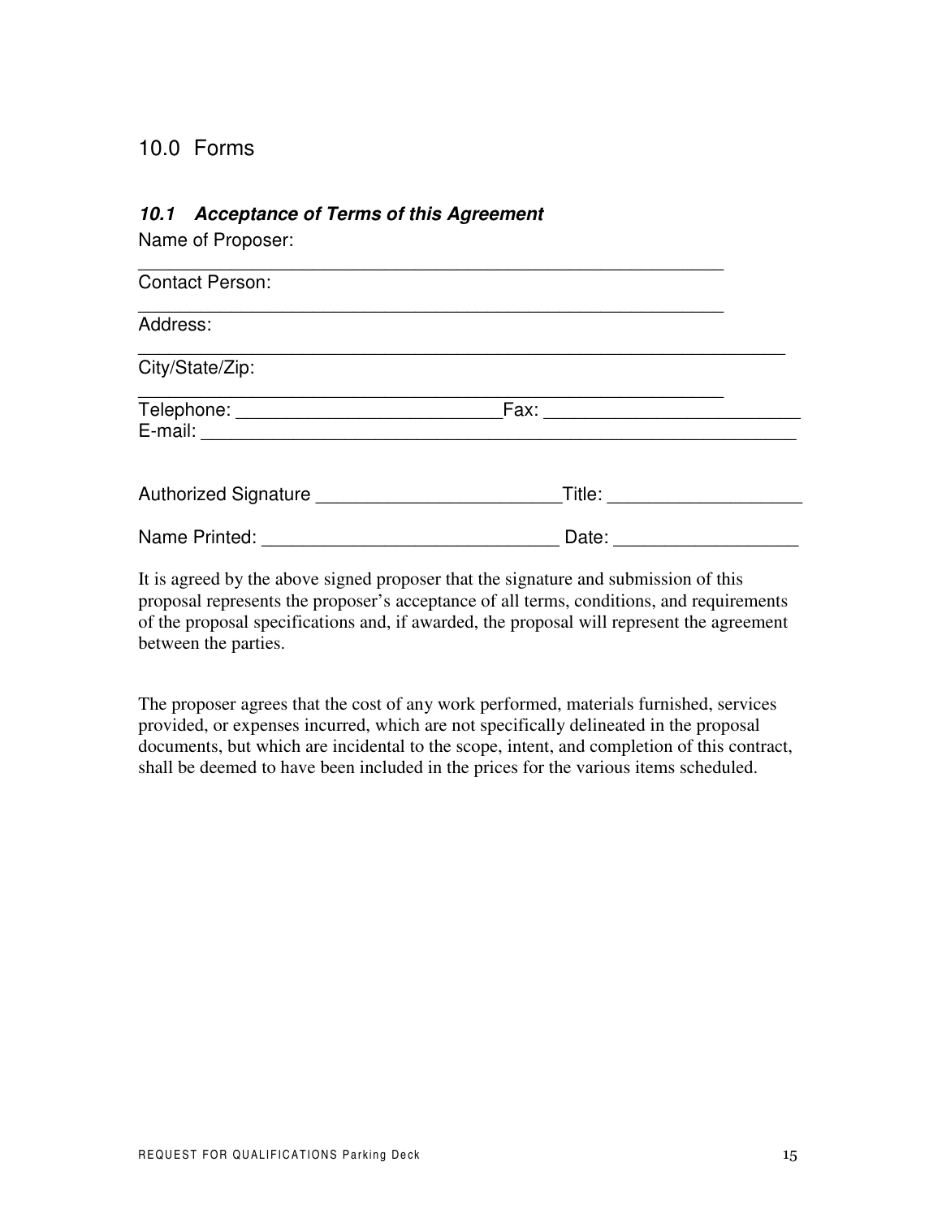## 10.0 Forms

### *10.1 Acceptance of Terms of this Agreement*

Name of Proposer:

_____________________________________________________________

Contact Person:

_____________________________________________________________

Address:

____________________________________________________________________

City/State/Zip:

_____________________________________________________________

Telephone: __________________________Fax: _________________________

E-mail: _____________________________________________________________

Authorized Signature ________________________Title: ___________________

Name Printed: _____________________________ Date: __________________

It is agreed by the above signed proposer that the signature and submission of this proposal represents the proposer's acceptance of all terms, conditions, and requirements of the proposal specifications and, if awarded, the proposal will represent the agreement between the parties.

The proposer agrees that the cost of any work performed, materials furnished, services provided, or expenses incurred, which are not specifically delineated in the proposal documents, but which are incidental to the scope, intent, and completion of this contract, shall be deemed to have been included in the prices for the various items scheduled.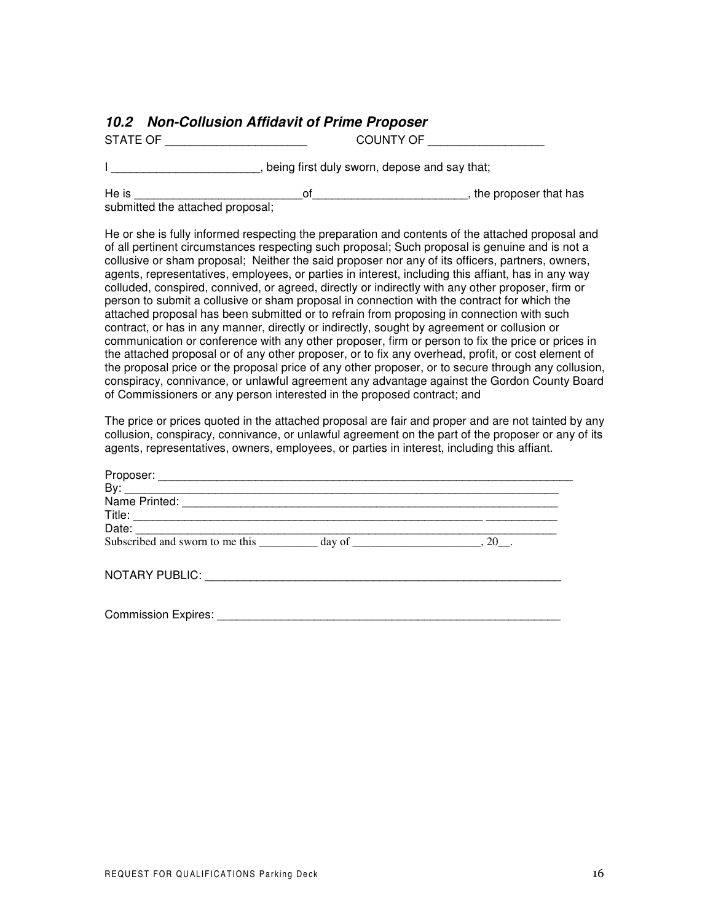### *10.2 Non-Collusion Affidavit of Prime Proposer*

STATE OF ______________________ COUNTY OF __________________

I _______________________, being first duly sworn, depose and say that;

He is __________________________of________________________, the proposer that has submitted the attached proposal;

He or she is fully informed respecting the preparation and contents of the attached proposal and of all pertinent circumstances respecting such proposal; Such proposal is genuine and is not a collusive or sham proposal; Neither the said proposer nor any of its officers, partners, owners, agents, representatives, employees, or parties in interest, including this affiant, has in any way colluded, conspired, connived, or agreed, directly or indirectly with any other proposer, firm or person to submit a collusive or sham proposal in connection with the contract for which the attached proposal has been submitted or to refrain from proposing in connection with such contract, or has in any manner, directly or indirectly, sought by agreement or collusion or communication or conference with any other proposer, firm or person to fix the price or prices in the attached proposal or of any other proposer, or to fix any overhead, profit, or cost element of the proposal price or the proposal price of any other proposer, or to secure through any collusion, conspiracy, connivance, or unlawful agreement any advantage against the Gordon County Board of Commissioners or any person interested in the proposed contract; and

The price or prices quoted in the attached proposal are fair and proper and are not tainted by any collusion, conspiracy, connivance, or unlawful agreement on the part of the proposer or any of its agents, representatives, owners, employees, or parties in interest, including this affiant.

Proposer: _____________________________________________________________________

By: __________________________________________________________________________

Name Printed: _________________________________________________________________

Title: ____________________________________________________________ ___________

Date: ________________________________________________________________________

Subscribed and sworn to me this __________ day of ______________________, 20__.

NOTARY PUBLIC: ___________________________________________________________

Commission Expires: _______________________________________________________